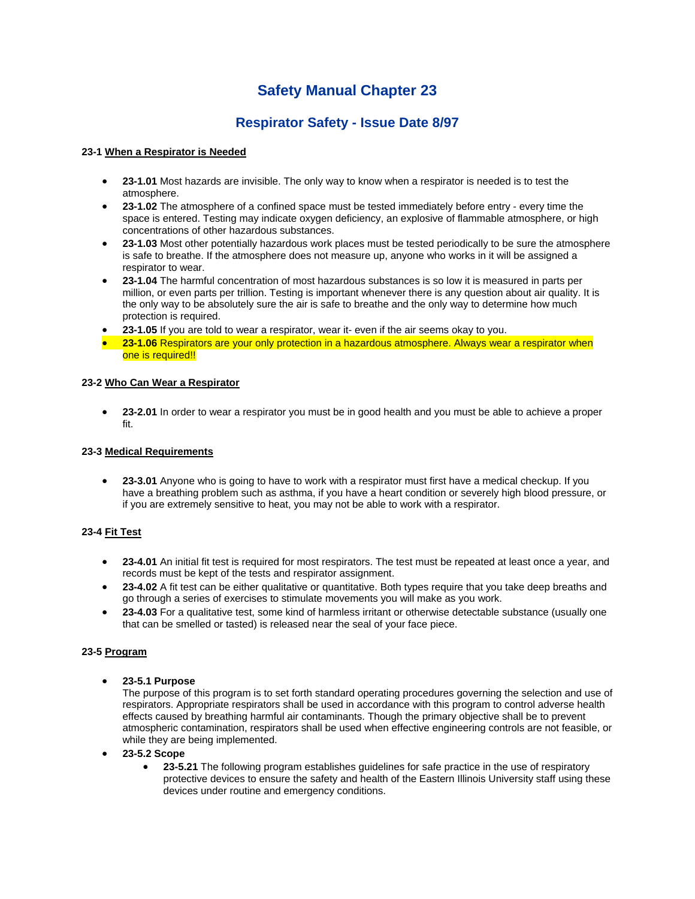# Safety Manual Chapter 23

## Respirator Safety - Issue Date 8/97

**23-1 When a Respirator is Needed**

- **23-1.01** Most hazards are invisible. The only way to know when a respirator is needed is to test the atmosphere.
- **23-1.02** The atmosphere of a confined space must be tested immediately before entry - every time the space is entered. Testing may indicate oxygen deficiency, an explosive of flammable atmosphere, or high concentrations of other hazardous substances.
- **23-1.03** Most other potentially hazardous work places must be tested periodically to be sure the atmosphere is safe to breathe. If the atmosphere does not measure up, anyone who works in it will be assigned a respirator to wear.
- **23-1.04** The harmful concentration of most hazardous substances is so low it is measured in parts per million, or even parts per trillion. Testing is important whenever there is any question about air quality. It is the only way to be absolutely sure the air is safe to breathe and the only way to determine how much protection is required.
- **23-1.05** If you are told to wear a respirator, wear it- even if the air seems okay to you.
- **23-1.06** Respirators are your only protection in a hazardous atmosphere. Always wear a respirator when one is required!!

**23-2 Who Can Wear a Respirator**

- **23-2.01** In order to wear a respirator you must be in good health and you must be able to achieve a proper fit.

**23-3 Medical Requirements**

- **23-3.01** Anyone who is going to have to work with a respirator must first have a medical checkup. If you have a breathing problem such as asthma, if you have a heart condition or severely high blood pressure, or if you are extremely sensitive to heat, you may not be able to work with a respirator.

**23-4 Fit Test**

- **23-4.01** An initial fit test is required for most respirators. The test must be repeated at least once a year, and records must be kept of the tests and respirator assignment.
- **23-4.02** A fit test can be either qualitative or quantitative. Both types require that you take deep breaths and go through a series of exercises to stimulate movements you will make as you work.
- **23-4.03** For a qualitative test, some kind of harmless irritant or otherwise detectable substance (usually one that can be smelled or tasted) is released near the seal of your face piece.

**23-5 Program**

- **23-5.1 Purpose**
  The purpose of this program is to set forth standard operating procedures governing the selection and use of respirators. Appropriate respirators shall be used in accordance with this program to control adverse health effects caused by breathing harmful air contaminants. Though the primary objective shall be to prevent atmospheric contamination, respirators shall be used when effective engineering controls are not feasible, or while they are being implemented.
- **23-5.2 Scope**
  - **23-5.21** The following program establishes guidelines for safe practice in the use of respiratory protective devices to ensure the safety and health of the Eastern Illinois University staff using these devices under routine and emergency conditions.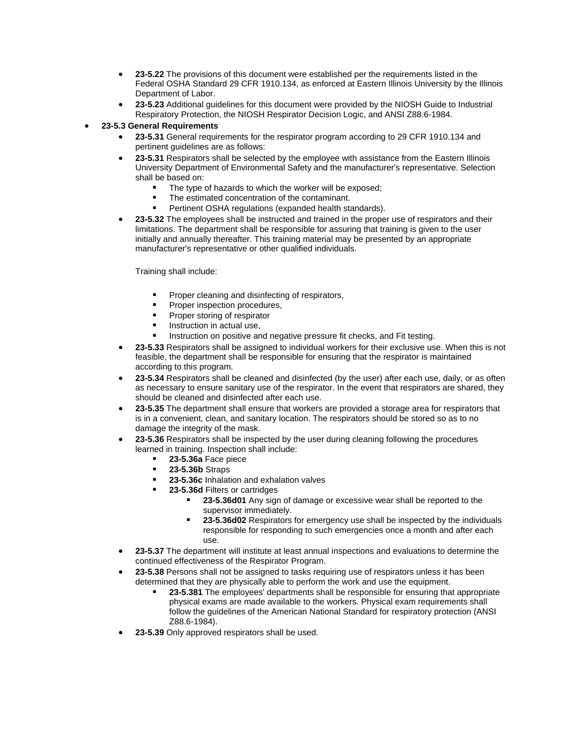- **23-5.22** The provisions of this document were established per the requirements listed in the Federal OSHA Standard 29 CFR 1910.134, as enforced at Eastern Illinois University by the Illinois Department of Labor.
- **23-5.23** Additional guidelines for this document were provided by the NIOSH Guide to Industrial Respiratory Protection, the NIOSH Respirator Decision Logic, and ANSI Z88.6-1984.

- **23-5.3 General Requirements**
  - **23-5.31** General requirements for the respirator program according to 29 CFR 1910.134 and pertinent guidelines are as follows:
  - **23-5.31** Respirators shall be selected by the employee with assistance from the Eastern Illinois University Department of Environmental Safety and the manufacturer's representative. Selection shall be based on:
    - The type of hazards to which the worker will be exposed;
    - The estimated concentration of the contaminant.
    - Pertinent OSHA regulations (expanded health standards).
  - **23-5.32** The employees shall be instructed and trained in the proper use of respirators and their limitations. The department shall be responsible for assuring that training is given to the user initially and annually thereafter. This training material may be presented by an appropriate manufacturer's representative or other qualified individuals.

    Training shall include:

    - Proper cleaning and disinfecting of respirators,
    - Proper inspection procedures,
    - Proper storing of respirator
    - Instruction in actual use,
    - Instruction on positive and negative pressure fit checks, and Fit testing.
  - **23-5.33** Respirators shall be assigned to individual workers for their exclusive use. When this is not feasible, the department shall be responsible for ensuring that the respirator is maintained according to this program.
  - **23-5.34** Respirators shall be cleaned and disinfected (by the user) after each use, daily, or as often as necessary to ensure sanitary use of the respirator. In the event that respirators are shared, they should be cleaned and disinfected after each use.
  - **23-5.35** The department shall ensure that workers are provided a storage area for respirators that is in a convenient, clean, and sanitary location. The respirators should be stored so as to no damage the integrity of the mask.
  - **23-5.36** Respirators shall be inspected by the user during cleaning following the procedures learned in training. Inspection shall include:
    - **23-5.36a** Face piece
    - **23-5.36b** Straps
    - **23-5.36c** Inhalation and exhalation valves
    - **23-5.36d** Filters or cartridges
      - **23-5.36d01** Any sign of damage or excessive wear shall be reported to the supervisor immediately.
      - **23-5.36d02** Respirators for emergency use shall be inspected by the individuals responsible for responding to such emergencies once a month and after each use.
  - **23-5.37** The department will institute at least annual inspections and evaluations to determine the continued effectiveness of the Respirator Program.
  - **23-5.38** Persons shall not be assigned to tasks requiring use of respirators unless it has been determined that they are physically able to perform the work and use the equipment.
    - **23-5.381** The employees' departments shall be responsible for ensuring that appropriate physical exams are made available to the workers. Physical exam requirements shall follow the guidelines of the American National Standard for respiratory protection (ANSI Z88.6-1984).
  - **23-5.39** Only approved respirators shall be used.